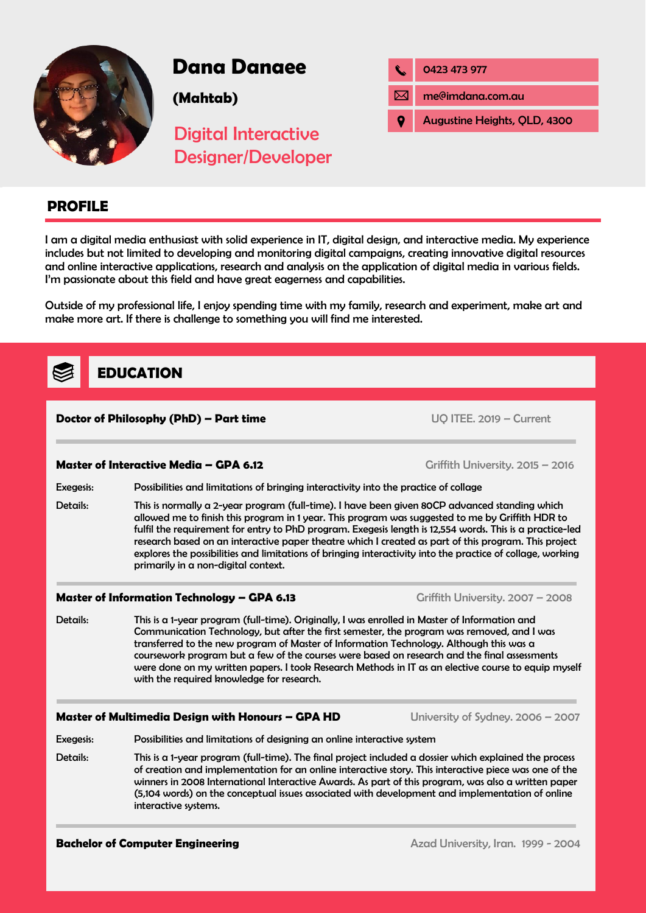# Dana Danaee

**(Mahtab)**

## Digital Interactive Designer/Developer

- 0423 473 977
- me@imdana.com.au
- Augustine Heights, QLD, 4300

## PROFILE

I am a digital media enthusiast with solid experience in IT, digital design, and interactive media. My experience includes but not limited to developing and monitoring digital campaigns, creating innovative digital resources and online interactive applications, research and analysis on the application of digital media in various fields. I'm passionate about this field and have great eagerness and capabilities.

Outside of my professional life, I enjoy spending time with my family, research and experiment, make art and make more art. If there is challenge to something you will find me interested.

## EDUCATION

**Doctor of Philosophy (PhD) – Part time** — UQ ITEE. 2019 – Current

**Master of Interactive Media – GPA 6.12** — Griffith University. 2015 – 2016

Exegesis: Possibilities and limitations of bringing interactivity into the practice of collage

Details: This is normally a 2-year program (full-time). I have been given 80CP advanced standing which allowed me to finish this program in 1 year. This program was suggested to me by Griffith HDR to fulfil the requirement for entry to PhD program. Exegesis length is 12,554 words. This is a practice-led research based on an interactive paper theatre which I created as part of this program. This project explores the possibilities and limitations of bringing interactivity into the practice of collage, working primarily in a non-digital context.

**Master of Information Technology – GPA 6.13** — Griffith University. 2007 – 2008

Details: This is a 1-year program (full-time). Originally, I was enrolled in Master of Information and Communication Technology, but after the first semester, the program was removed, and I was transferred to the new program of Master of Information Technology. Although this was a coursework program but a few of the courses were based on research and the final assessments were done on my written papers. I took Research Methods in IT as an elective course to equip myself with the required knowledge for research.

**Master of Multimedia Design with Honours – GPA HD** — University of Sydney. 2006 – 2007

Exegesis: Possibilities and limitations of designing an online interactive system

Details: This is a 1-year program (full-time). The final project included a dossier which explained the process of creation and implementation for an online interactive story. This interactive piece was one of the winners in 2008 International Interactive Awards. As part of this program, was also a written paper (5,104 words) on the conceptual issues associated with development and implementation of online interactive systems.

**Bachelor of Computer Engineering** — Azad University, Iran. 1999 - 2004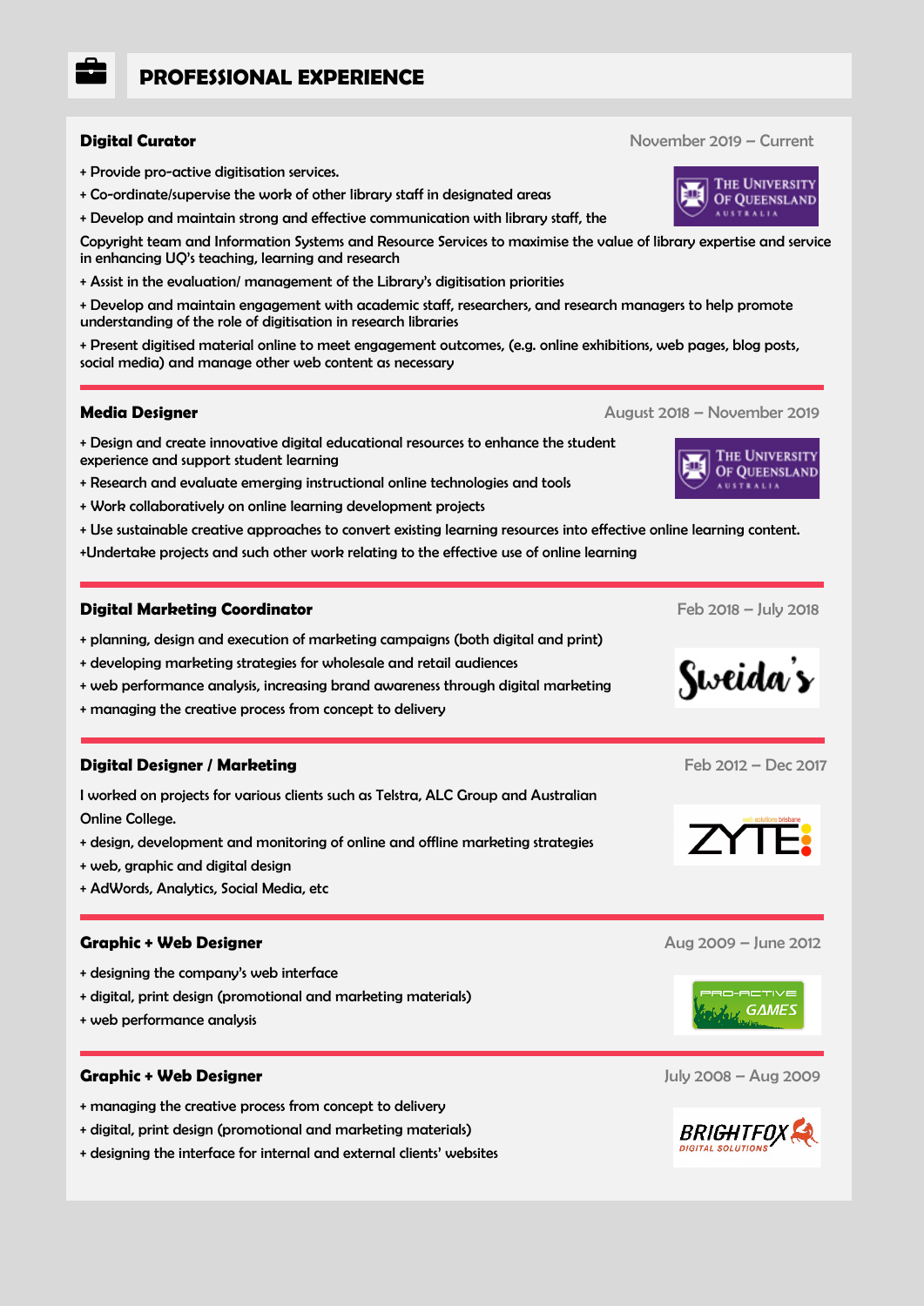## PROFESSIONAL EXPERIENCE

### Digital Curator

November 2019 – Current

+ Provide pro-active digitisation services.
+ Co-ordinate/supervise the work of other library staff in designated areas
+ Develop and maintain strong and effective communication with library staff, the Copyright team and Information Systems and Resource Services to maximise the value of library expertise and service in enhancing UQ's teaching, learning and research
+ Assist in the evaluation/ management of the Library's digitisation priorities
+ Develop and maintain engagement with academic staff, researchers, and research managers to help promote understanding of the role of digitisation in research libraries
+ Present digitised material online to meet engagement outcomes, (e.g. online exhibitions, web pages, blog posts, social media) and manage other web content as necessary

The University Of Queensland Australia

---

### Media Designer

August 2018 – November 2019

+ Design and create innovative digital educational resources to enhance the student experience and support student learning
+ Research and evaluate emerging instructional online technologies and tools
+ Work collaboratively on online learning development projects
+ Use sustainable creative approaches to convert existing learning resources into effective online learning content.
+Undertake projects and such other work relating to the effective use of online learning

The University Of Queensland Australia

---

### Digital Marketing Coordinator

Feb 2018 – July 2018

+ planning, design and execution of marketing campaigns (both digital and print)
+ developing marketing strategies for wholesale and retail audiences
+ web performance analysis, increasing brand awareness through digital marketing
+ managing the creative process from concept to delivery

Sweida's

---

### Digital Designer / Marketing

Feb 2012 – Dec 2017

I worked on projects for various clients such as Telstra, ALC Group and Australian Online College.

+ design, development and monitoring of online and offline marketing strategies
+ web, graphic and digital design
+ AdWords, Analytics, Social Media, etc

ZYTE web solutions brisbane

---

### Graphic + Web Designer

Aug 2009 – June 2012

+ designing the company's web interface
+ digital, print design (promotional and marketing materials)
+ web performance analysis

PRO-ACTIVE GAMES

---

### Graphic + Web Designer

July 2008 – Aug 2009

+ managing the creative process from concept to delivery
+ digital, print design (promotional and marketing materials)
+ designing the interface for internal and external clients' websites

BRIGHTFOX DIGITAL SOLUTIONS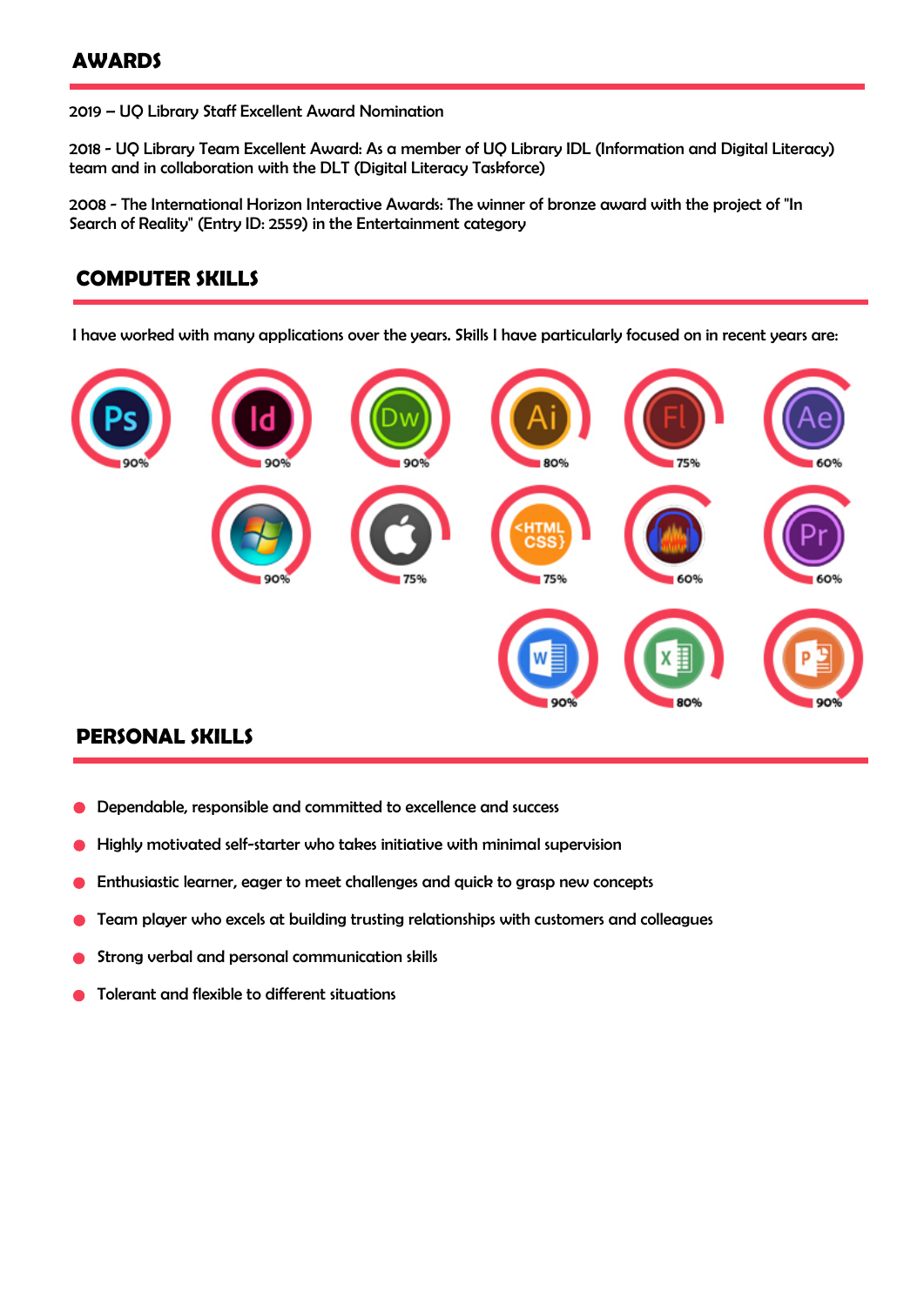## AWARDS

2019 – UQ Library Staff Excellent Award Nomination

2018 - UQ Library Team Excellent Award: As a member of UQ Library IDL (Information and Digital Literacy) team and in collaboration with the DLT (Digital Literacy Taskforce)

2008 - The International Horizon Interactive Awards: The winner of bronze award with the project of "In Search of Reality" (Entry ID: 2559) in the Entertainment category

## COMPUTER SKILLS

I have worked with many applications over the years. Skills I have particularly focused on in recent years are:

Ps 90%
Id 90%
Dw 90%
Ai 80%
Fl 75%
Ae 60%
90%
75%
<HTML CSS> 75%
60%
Pr 60%
W 90%
X 80%
P 90%

## PERSONAL SKILLS

- Dependable, responsible and committed to excellence and success
- Highly motivated self-starter who takes initiative with minimal supervision
- Enthusiastic learner, eager to meet challenges and quick to grasp new concepts
- Team player who excels at building trusting relationships with customers and colleagues
- Strong verbal and personal communication skills
- Tolerant and flexible to different situations